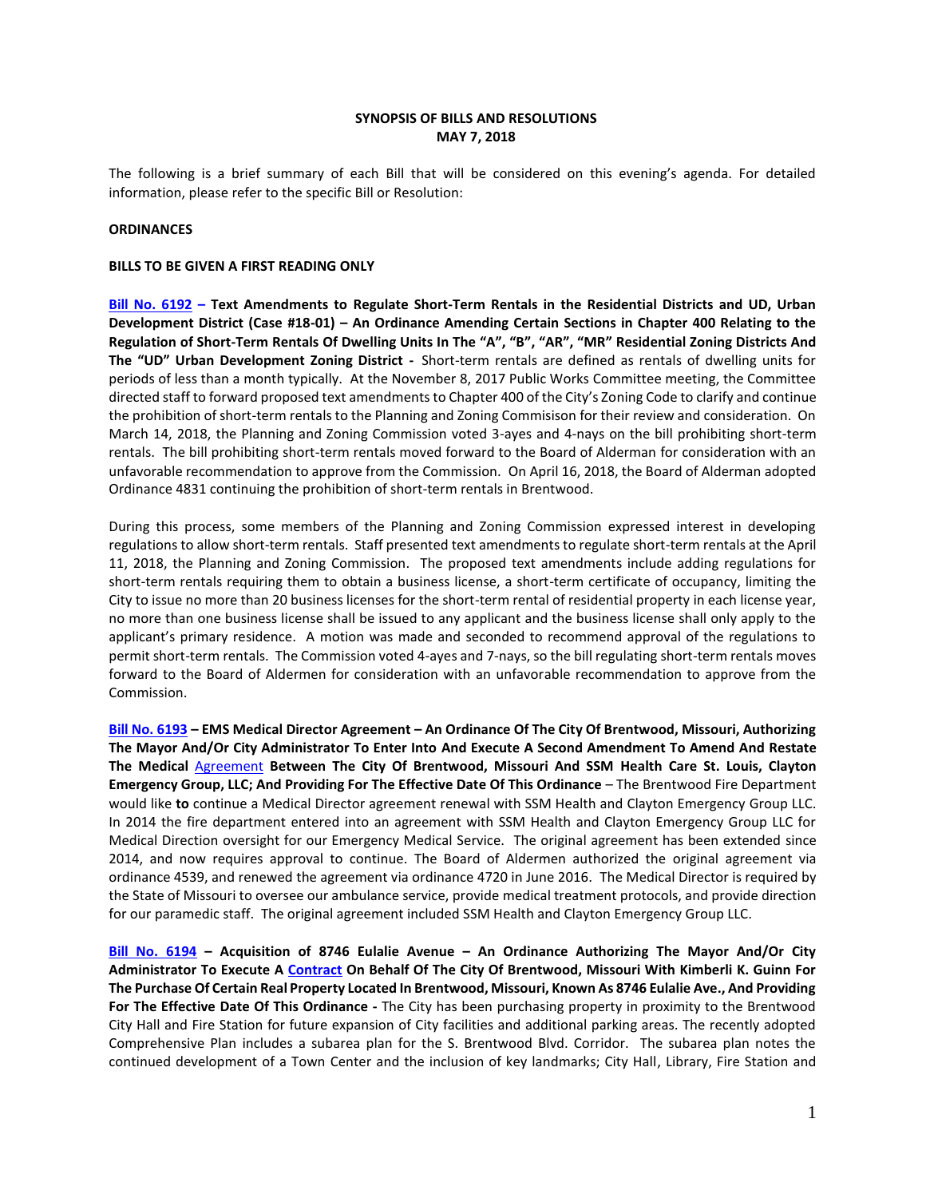**SYNOPSIS OF BILLS AND RESOLUTIONS**
**MAY 7, 2018**

The following is a brief summary of each Bill that will be considered on this evening's agenda. For detailed information, please refer to the specific Bill or Resolution:

**ORDINANCES**

**BILLS TO BE GIVEN A FIRST READING ONLY**

**Bill No. 6192 – Text Amendments to Regulate Short-Term Rentals in the Residential Districts and UD, Urban Development District (Case #18-01) – An Ordinance Amending Certain Sections in Chapter 400 Relating to the Regulation of Short-Term Rentals Of Dwelling Units In The "A", "B", "AR", "MR" Residential Zoning Districts And The "UD" Urban Development Zoning District -** Short-term rentals are defined as rentals of dwelling units for periods of less than a month typically. At the November 8, 2017 Public Works Committee meeting, the Committee directed staff to forward proposed text amendments to Chapter 400 of the City's Zoning Code to clarify and continue the prohibition of short-term rentals to the Planning and Zoning Commisison for their review and consideration. On March 14, 2018, the Planning and Zoning Commission voted 3-ayes and 4-nays on the bill prohibiting short-term rentals. The bill prohibiting short-term rentals moved forward to the Board of Alderman for consideration with an unfavorable recommendation to approve from the Commission. On April 16, 2018, the Board of Alderman adopted Ordinance 4831 continuing the prohibition of short-term rentals in Brentwood.

During this process, some members of the Planning and Zoning Commission expressed interest in developing regulations to allow short-term rentals. Staff presented text amendments to regulate short-term rentals at the April 11, 2018, the Planning and Zoning Commission. The proposed text amendments include adding regulations for short-term rentals requiring them to obtain a business license, a short-term certificate of occupancy, limiting the City to issue no more than 20 business licenses for the short-term rental of residential property in each license year, no more than one business license shall be issued to any applicant and the business license shall only apply to the applicant's primary residence. A motion was made and seconded to recommend approval of the regulations to permit short-term rentals. The Commission voted 4-ayes and 7-nays, so the bill regulating short-term rentals moves forward to the Board of Aldermen for consideration with an unfavorable recommendation to approve from the Commission.

**Bill No. 6193 – EMS Medical Director Agreement – An Ordinance Of The City Of Brentwood, Missouri, Authorizing The Mayor And/Or City Administrator To Enter Into And Execute A Second Amendment To Amend And Restate The Medical** Agreement **Between The City Of Brentwood, Missouri And SSM Health Care St. Louis, Clayton Emergency Group, LLC; And Providing For The Effective Date Of This Ordinance** – The Brentwood Fire Department would like **to** continue a Medical Director agreement renewal with SSM Health and Clayton Emergency Group LLC. In 2014 the fire department entered into an agreement with SSM Health and Clayton Emergency Group LLC for Medical Direction oversight for our Emergency Medical Service. The original agreement has been extended since 2014, and now requires approval to continue. The Board of Aldermen authorized the original agreement via ordinance 4539, and renewed the agreement via ordinance 4720 in June 2016. The Medical Director is required by the State of Missouri to oversee our ambulance service, provide medical treatment protocols, and provide direction for our paramedic staff. The original agreement included SSM Health and Clayton Emergency Group LLC.

**Bill No. 6194 – Acquisition of 8746 Eulalie Avenue – An Ordinance Authorizing The Mayor And/Or City Administrator To Execute A Contract On Behalf Of The City Of Brentwood, Missouri With Kimberli K. Guinn For The Purchase Of Certain Real Property Located In Brentwood, Missouri, Known As 8746 Eulalie Ave., And Providing For The Effective Date Of This Ordinance -** The City has been purchasing property in proximity to the Brentwood City Hall and Fire Station for future expansion of City facilities and additional parking areas. The recently adopted Comprehensive Plan includes a subarea plan for the S. Brentwood Blvd. Corridor. The subarea plan notes the continued development of a Town Center and the inclusion of key landmarks; City Hall, Library, Fire Station and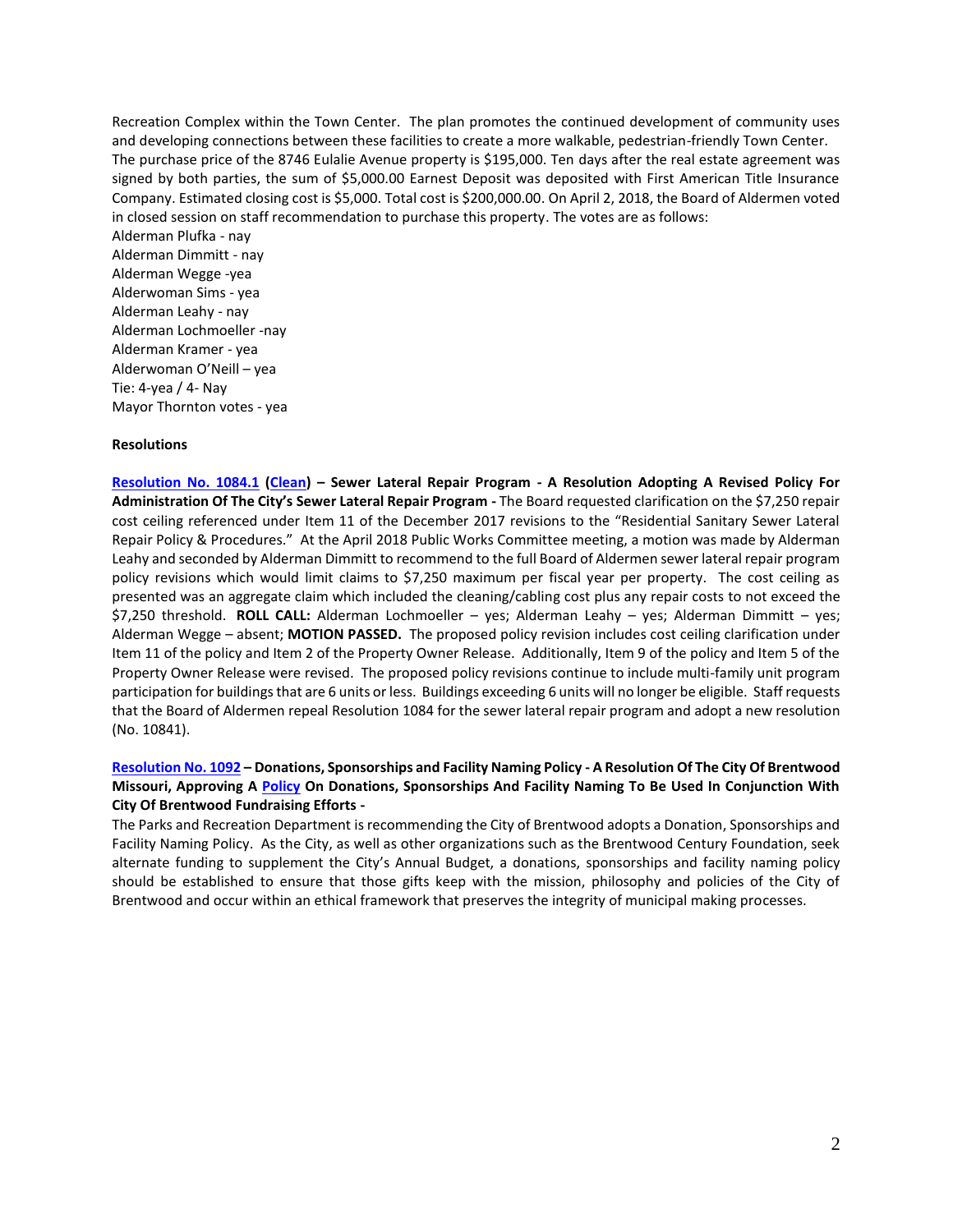Recreation Complex within the Town Center. The plan promotes the continued development of community uses and developing connections between these facilities to create a more walkable, pedestrian-friendly Town Center. The purchase price of the 8746 Eulalie Avenue property is $195,000. Ten days after the real estate agreement was signed by both parties, the sum of $5,000.00 Earnest Deposit was deposited with First American Title Insurance Company. Estimated closing cost is $5,000. Total cost is $200,000.00. On April 2, 2018, the Board of Aldermen voted in closed session on staff recommendation to purchase this property. The votes are as follows:
Alderman Plufka - nay
Alderman Dimmitt - nay
Alderman Wegge -yea
Alderwoman Sims - yea
Alderman Leahy - nay
Alderman Lochmoeller -nay
Alderman Kramer - yea
Alderwoman O'Neill – yea
Tie: 4-yea / 4- Nay
Mayor Thornton votes - yea

**Resolutions**

**Resolution No. 1084.1 (Clean) – Sewer Lateral Repair Program - A Resolution Adopting A Revised Policy For Administration Of The City's Sewer Lateral Repair Program -** The Board requested clarification on the $7,250 repair cost ceiling referenced under Item 11 of the December 2017 revisions to the "Residential Sanitary Sewer Lateral Repair Policy & Procedures." At the April 2018 Public Works Committee meeting, a motion was made by Alderman Leahy and seconded by Alderman Dimmitt to recommend to the full Board of Aldermen sewer lateral repair program policy revisions which would limit claims to $7,250 maximum per fiscal year per property. The cost ceiling as presented was an aggregate claim which included the cleaning/cabling cost plus any repair costs to not exceed the $7,250 threshold. **ROLL CALL:** Alderman Lochmoeller – yes; Alderman Leahy – yes; Alderman Dimmitt – yes; Alderman Wegge – absent; **MOTION PASSED.** The proposed policy revision includes cost ceiling clarification under Item 11 of the policy and Item 2 of the Property Owner Release. Additionally, Item 9 of the policy and Item 5 of the Property Owner Release were revised. The proposed policy revisions continue to include multi-family unit program participation for buildings that are 6 units or less. Buildings exceeding 6 units will no longer be eligible. Staff requests that the Board of Aldermen repeal Resolution 1084 for the sewer lateral repair program and adopt a new resolution (No. 10841).

**Resolution No. 1092 – Donations, Sponsorships and Facility Naming Policy - A Resolution Of The City Of Brentwood Missouri, Approving A Policy On Donations, Sponsorships And Facility Naming To Be Used In Conjunction With City Of Brentwood Fundraising Efforts -**
The Parks and Recreation Department is recommending the City of Brentwood adopts a Donation, Sponsorships and Facility Naming Policy. As the City, as well as other organizations such as the Brentwood Century Foundation, seek alternate funding to supplement the City's Annual Budget, a donations, sponsorships and facility naming policy should be established to ensure that those gifts keep with the mission, philosophy and policies of the City of Brentwood and occur within an ethical framework that preserves the integrity of municipal making processes.